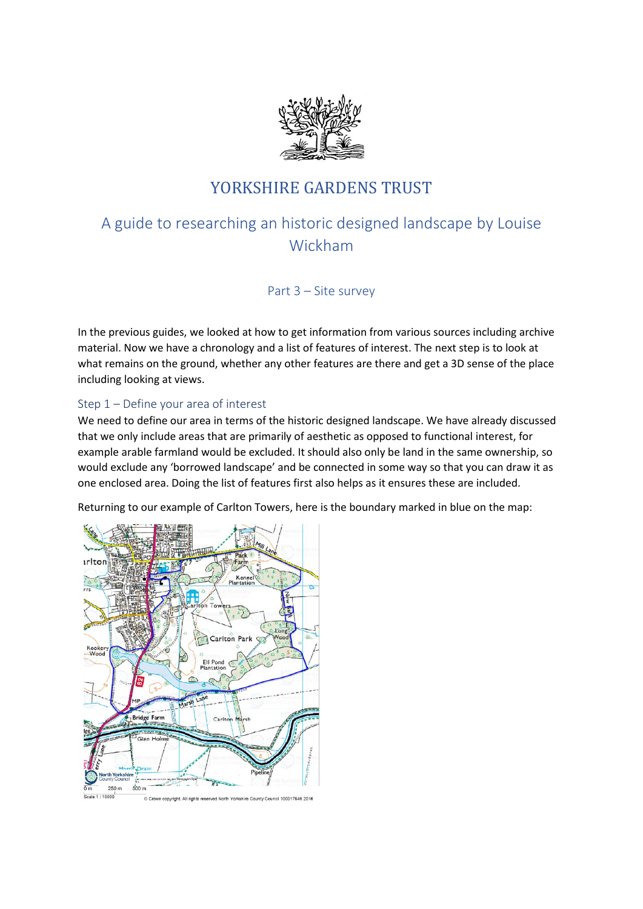# YORKSHIRE GARDENS TRUST

## A guide to researching an historic designed landscape by Louise Wickham

### Part 3 – Site survey

In the previous guides, we looked at how to get information from various sources including archive material. Now we have a chronology and a list of features of interest. The next step is to look at what remains on the ground, whether any other features are there and get a 3D sense of the place including looking at views.

### Step 1 – Define your area of interest

We need to define our area in terms of the historic designed landscape. We have already discussed that we only include areas that are primarily of aesthetic as opposed to functional interest, for example arable farmland would be excluded. It should also only be land in the same ownership, so would exclude any 'borrowed landscape' and be connected in some way so that you can draw it as one enclosed area. Doing the list of features first also helps as it ensures these are included.

Returning to our example of Carlton Towers, here is the boundary marked in blue on the map:

© Crown copyright. All rights reserved North Yorkshire County Council 100017946 2016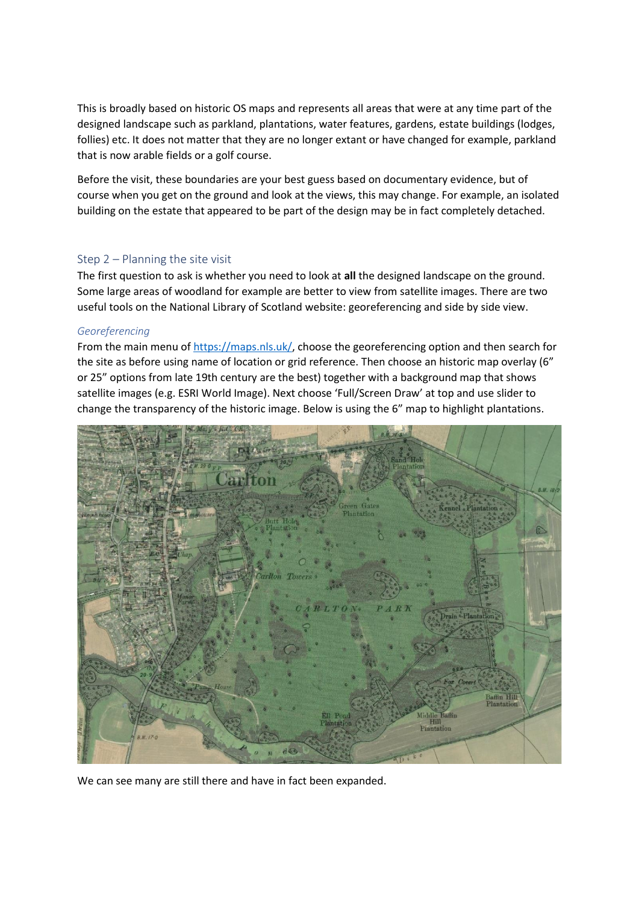This is broadly based on historic OS maps and represents all areas that were at any time part of the designed landscape such as parkland, plantations, water features, gardens, estate buildings (lodges, follies) etc. It does not matter that they are no longer extant or have changed for example, parkland that is now arable fields or a golf course.

Before the visit, these boundaries are your best guess based on documentary evidence, but of course when you get on the ground and look at the views, this may change. For example, an isolated building on the estate that appeared to be part of the design may be in fact completely detached.

## Step 2 – Planning the site visit

The first question to ask is whether you need to look at **all** the designed landscape on the ground. Some large areas of woodland for example are better to view from satellite images. There are two useful tools on the National Library of Scotland website: georeferencing and side by side view.

### *Georeferencing*

From the main menu of https://maps.nls.uk/, choose the georeferencing option and then search for the site as before using name of location or grid reference. Then choose an historic map overlay (6" or 25" options from late 19th century are the best) together with a background map that shows satellite images (e.g. ESRI World Image). Next choose 'Full/Screen Draw' at top and use slider to change the transparency of the historic image. Below is using the 6" map to highlight plantations.

We can see many are still there and have in fact been expanded.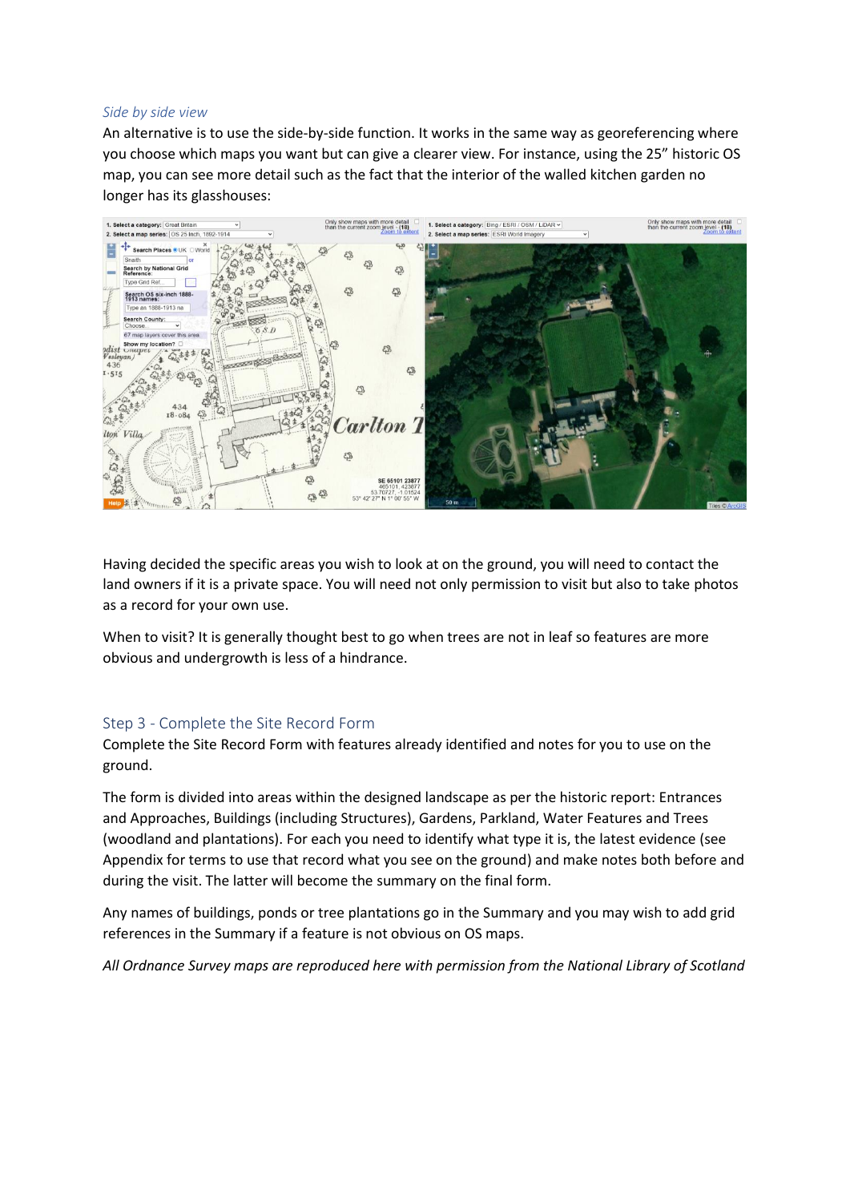*Side by side view*

An alternative is to use the side-by-side function. It works in the same way as georeferencing where you choose which maps you want but can give a clearer view. For instance, using the 25" historic OS map, you can see more detail such as the fact that the interior of the walled kitchen garden no longer has its glasshouses:

Having decided the specific areas you wish to look at on the ground, you will need to contact the land owners if it is a private space. You will need not only permission to visit but also to take photos as a record for your own use.

When to visit? It is generally thought best to go when trees are not in leaf so features are more obvious and undergrowth is less of a hindrance.

## Step 3 - Complete the Site Record Form

Complete the Site Record Form with features already identified and notes for you to use on the ground.

The form is divided into areas within the designed landscape as per the historic report: Entrances and Approaches, Buildings (including Structures), Gardens, Parkland, Water Features and Trees (woodland and plantations). For each you need to identify what type it is, the latest evidence (see Appendix for terms to use that record what you see on the ground) and make notes both before and during the visit. The latter will become the summary on the final form.

Any names of buildings, ponds or tree plantations go in the Summary and you may wish to add grid references in the Summary if a feature is not obvious on OS maps.

*All Ordnance Survey maps are reproduced here with permission from the National Library of Scotland*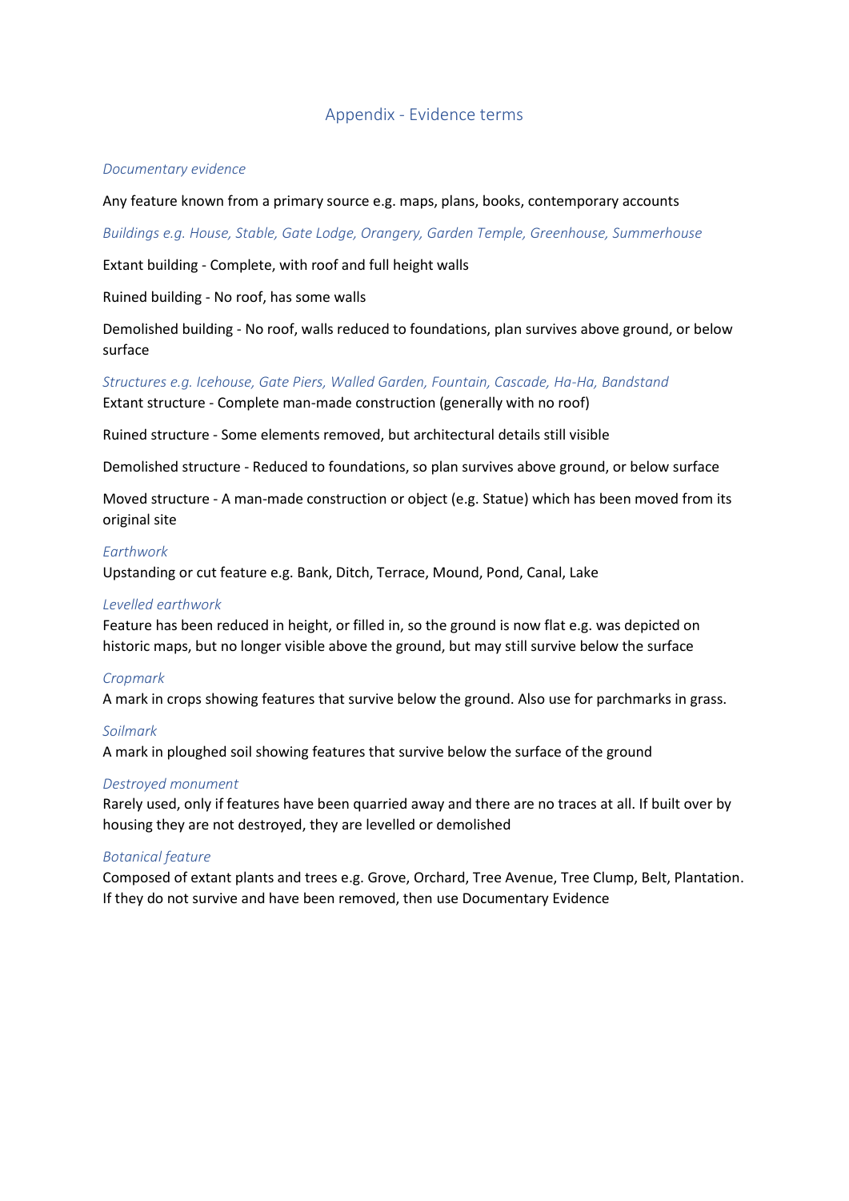# Appendix - Evidence terms

*Documentary evidence*

Any feature known from a primary source e.g. maps, plans, books, contemporary accounts

*Buildings e.g. House, Stable, Gate Lodge, Orangery, Garden Temple, Greenhouse, Summerhouse*

Extant building - Complete, with roof and full height walls

Ruined building - No roof, has some walls

Demolished building - No roof, walls reduced to foundations, plan survives above ground, or below surface

*Structures e.g. Icehouse, Gate Piers, Walled Garden, Fountain, Cascade, Ha-Ha, Bandstand*

Extant structure - Complete man-made construction (generally with no roof)

Ruined structure - Some elements removed, but architectural details still visible

Demolished structure - Reduced to foundations, so plan survives above ground, or below surface

Moved structure - A man-made construction or object (e.g. Statue) which has been moved from its original site

*Earthwork*

Upstanding or cut feature e.g. Bank, Ditch, Terrace, Mound, Pond, Canal, Lake

*Levelled earthwork*

Feature has been reduced in height, or filled in, so the ground is now flat e.g. was depicted on historic maps, but no longer visible above the ground, but may still survive below the surface

*Cropmark*

A mark in crops showing features that survive below the ground. Also use for parchmarks in grass.

*Soilmark*

A mark in ploughed soil showing features that survive below the surface of the ground

*Destroyed monument*

Rarely used, only if features have been quarried away and there are no traces at all. If built over by housing they are not destroyed, they are levelled or demolished

*Botanical feature*

Composed of extant plants and trees e.g. Grove, Orchard, Tree Avenue, Tree Clump, Belt, Plantation. If they do not survive and have been removed, then use Documentary Evidence